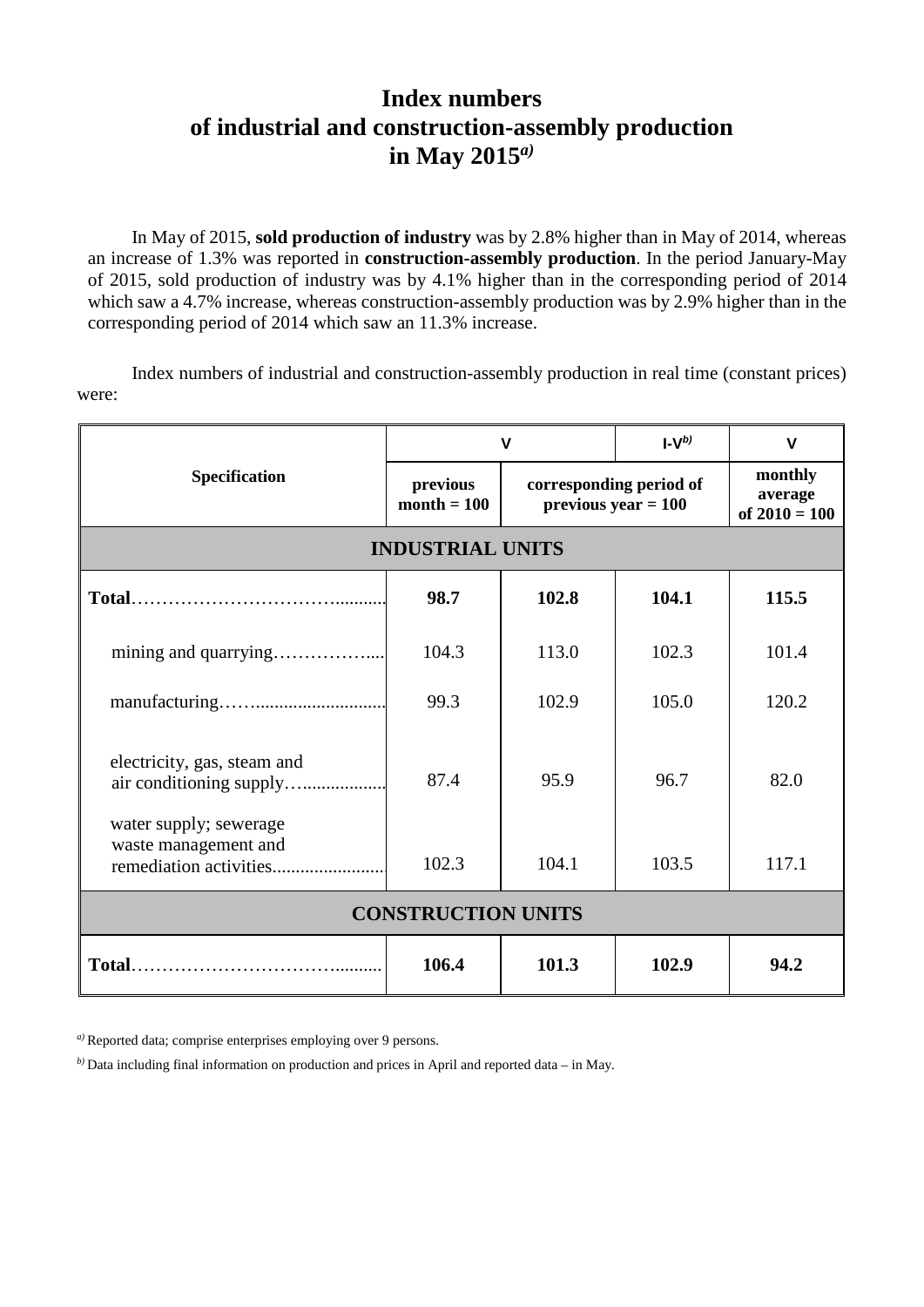# Index numbers of industrial and construction-assembly production in May 2015[a]

In May of 2015, **sold production of industry** was by 2.8% higher than in May of 2014, whereas an increase of 1.3% was reported in **construction-assembly production**. In the period January-May of 2015, sold production of industry was by 4.1% higher than in the corresponding period of 2014 which saw a 4.7% increase, whereas construction-assembly production was by 2.9% higher than in the corresponding period of 2014 which saw an 11.3% increase.

Index numbers of industrial and construction-assembly production in real time (constant prices) were:

| Specification | V | | I-V[b] | V |
|---|---|---|---|---|
| | previous month = 100 | corresponding period of previous year = 100 | | monthly average of 2010 = 100 |
| **INDUSTRIAL UNITS** | | | | |
| **Total** | **98.7** | **102.8** | **104.1** | **115.5** |
| mining and quarrying | 104.3 | 113.0 | 102.3 | 101.4 |
| manufacturing | 99.3 | 102.9 | 105.0 | 120.2 |
| electricity, gas, steam and air conditioning supply | 87.4 | 95.9 | 96.7 | 82.0 |
| water supply; sewerage waste management and remediation activities | 102.3 | 104.1 | 103.5 | 117.1 |
| **CONSTRUCTION UNITS** | | | | |
| **Total** | **106.4** | **101.3** | **102.9** | **94.2** |

[a] Reported data; comprise enterprises employing over 9 persons.

[b] Data including final information on production and prices in April and reported data – in May.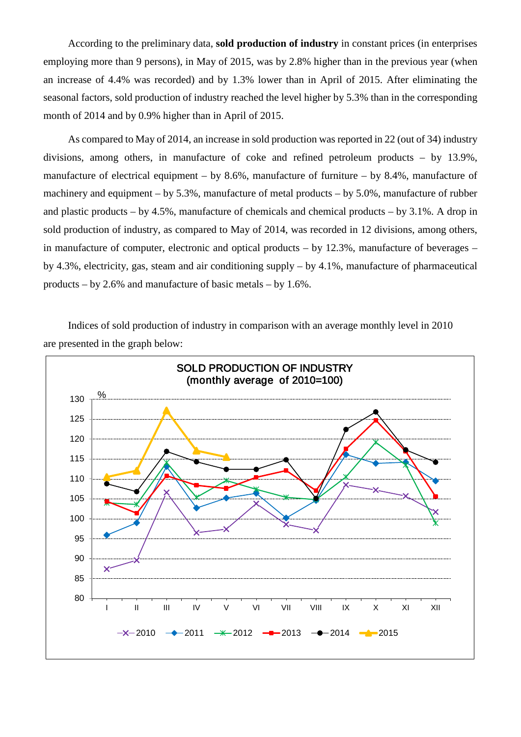According to the preliminary data, **sold production of industry** in constant prices (in enterprises employing more than 9 persons), in May of 2015, was by 2.8% higher than in the previous year (when an increase of 4.4% was recorded) and by 1.3% lower than in April of 2015. After eliminating the seasonal factors, sold production of industry reached the level higher by 5.3% than in the corresponding month of 2014 and by 0.9% higher than in April of 2015.

As compared to May of 2014, an increase in sold production was reported in 22 (out of 34) industry divisions, among others, in manufacture of coke and refined petroleum products – by 13.9%, manufacture of electrical equipment – by 8.6%, manufacture of furniture – by 8.4%, manufacture of machinery and equipment – by 5.3%, manufacture of metal products – by 5.0%, manufacture of rubber and plastic products – by 4.5%, manufacture of chemicals and chemical products – by 3.1%. A drop in sold production of industry, as compared to May of 2014, was recorded in 12 divisions, among others, in manufacture of computer, electronic and optical products – by 12.3%, manufacture of beverages – by 4.3%, electricity, gas, steam and air conditioning supply – by 4.1%, manufacture of pharmaceutical products – by 2.6% and manufacture of basic metals – by 1.6%.

Indices of sold production of industry in comparison with an average monthly level in 2010 are presented in the graph below:

SOLD PRODUCTION OF INDUSTRY
(monthly average of 2010=100)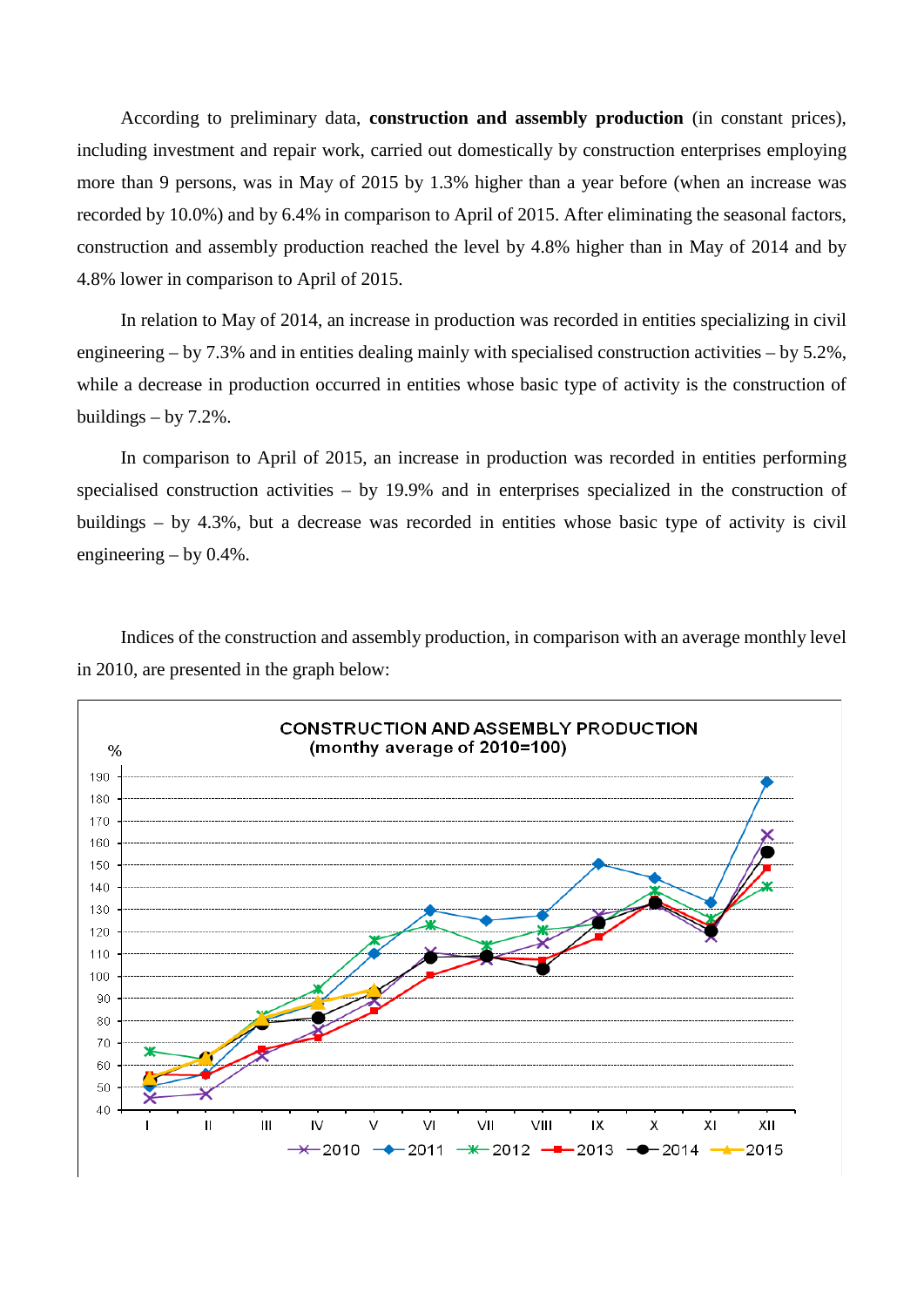According to preliminary data, **construction and assembly production** (in constant prices), including investment and repair work, carried out domestically by construction enterprises employing more than 9 persons, was in May of 2015 by 1.3% higher than a year before (when an increase was recorded by 10.0%) and by 6.4% in comparison to April of 2015. After eliminating the seasonal factors, construction and assembly production reached the level by 4.8% higher than in May of 2014 and by 4.8% lower in comparison to April of 2015.

In relation to May of 2014, an increase in production was recorded in entities specializing in civil engineering – by 7.3% and in entities dealing mainly with specialised construction activities – by 5.2%, while a decrease in production occurred in entities whose basic type of activity is the construction of buildings – by 7.2%.

In comparison to April of 2015, an increase in production was recorded in entities performing specialised construction activities – by 19.9% and in enterprises specialized in the construction of buildings – by 4.3%, but a decrease was recorded in entities whose basic type of activity is civil engineering – by 0.4%.

Indices of the construction and assembly production, in comparison with an average monthly level in 2010, are presented in the graph below:

CONSTRUCTION AND ASSEMBLY PRODUCTION
(monthy average of 2010=100)

%

190
180
170
160
150
140
130
120
110
100
90
80
70
60
50
40

I II III IV V VI VII VIII IX X XI XII

2010 2011 2012 2013 2014 2015